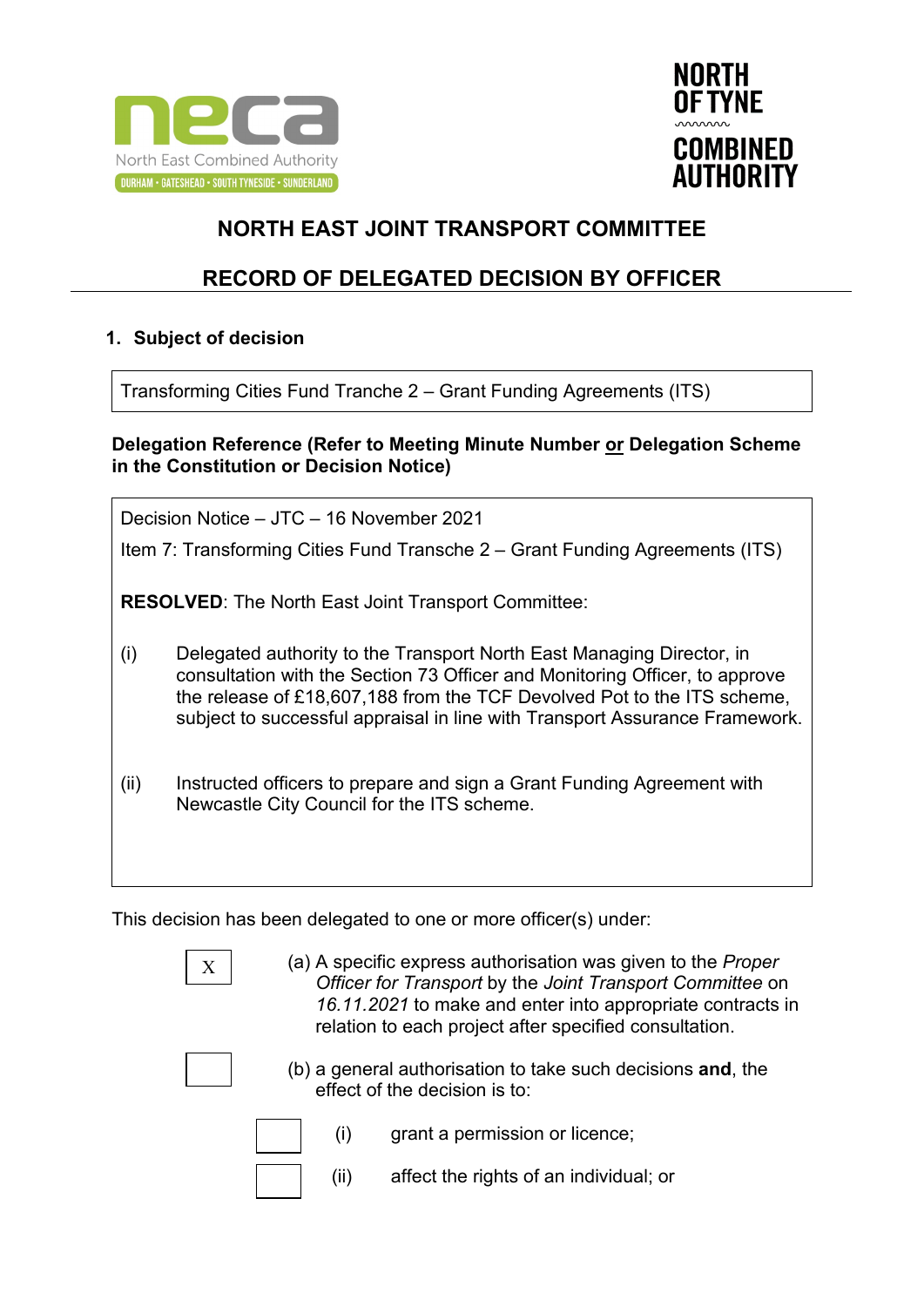neca
North East Combined Authority
DURHAM • GATESHEAD • SOUTH TYNESIDE • SUNDERLAND

NORTH OF TYNE COMBINED AUTHORITY

# NORTH EAST JOINT TRANSPORT COMMITTEE

## RECORD OF DELEGATED DECISION BY OFFICER

### 1. Subject of decision

Transforming Cities Fund Tranche 2 – Grant Funding Agreements (ITS)

**Delegation Reference (Refer to Meeting Minute Number or Delegation Scheme in the Constitution or Decision Notice)**

Decision Notice – JTC – 16 November 2021

Item 7: Transforming Cities Fund Transche 2 – Grant Funding Agreements (ITS)

**RESOLVED**: The North East Joint Transport Committee:

(i) Delegated authority to the Transport North East Managing Director, in consultation with the Section 73 Officer and Monitoring Officer, to approve the release of £18,607,188 from the TCF Devolved Pot to the ITS scheme, subject to successful appraisal in line with Transport Assurance Framework.

(ii) Instructed officers to prepare and sign a Grant Funding Agreement with Newcastle City Council for the ITS scheme.

This decision has been delegated to one or more officer(s) under:

[X] (a) A specific express authorisation was given to the *Proper Officer for Transport* by the *Joint Transport Committee* on *16.11.2021* to make and enter into appropriate contracts in relation to each project after specified consultation.

[ ] (b) a general authorisation to take such decisions **and**, the effect of the decision is to:

[ ] (i) grant a permission or licence;

[ ] (ii) affect the rights of an individual; or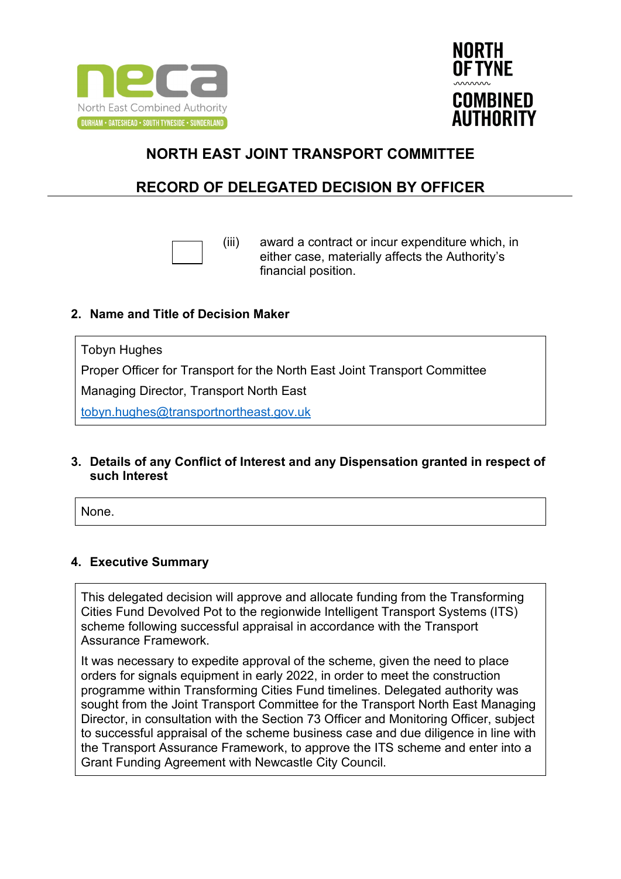# NORTH EAST JOINT TRANSPORT COMMITTEE

## RECORD OF DELEGATED DECISION BY OFFICER

☐ (iii) award a contract or incur expenditure which, in either case, materially affects the Authority's financial position.

### 2. Name and Title of Decision Maker

Tobyn Hughes

Proper Officer for Transport for the North East Joint Transport Committee

Managing Director, Transport North East

tobyn.hughes@transportnortheast.gov.uk

### 3. Details of any Conflict of Interest and any Dispensation granted in respect of such Interest

None.

### 4. Executive Summary

This delegated decision will approve and allocate funding from the Transforming Cities Fund Devolved Pot to the regionwide Intelligent Transport Systems (ITS) scheme following successful appraisal in accordance with the Transport Assurance Framework.

It was necessary to expedite approval of the scheme, given the need to place orders for signals equipment in early 2022, in order to meet the construction programme within Transforming Cities Fund timelines. Delegated authority was sought from the Joint Transport Committee for the Transport North East Managing Director, in consultation with the Section 73 Officer and Monitoring Officer, subject to successful appraisal of the scheme business case and due diligence in line with the Transport Assurance Framework, to approve the ITS scheme and enter into a Grant Funding Agreement with Newcastle City Council.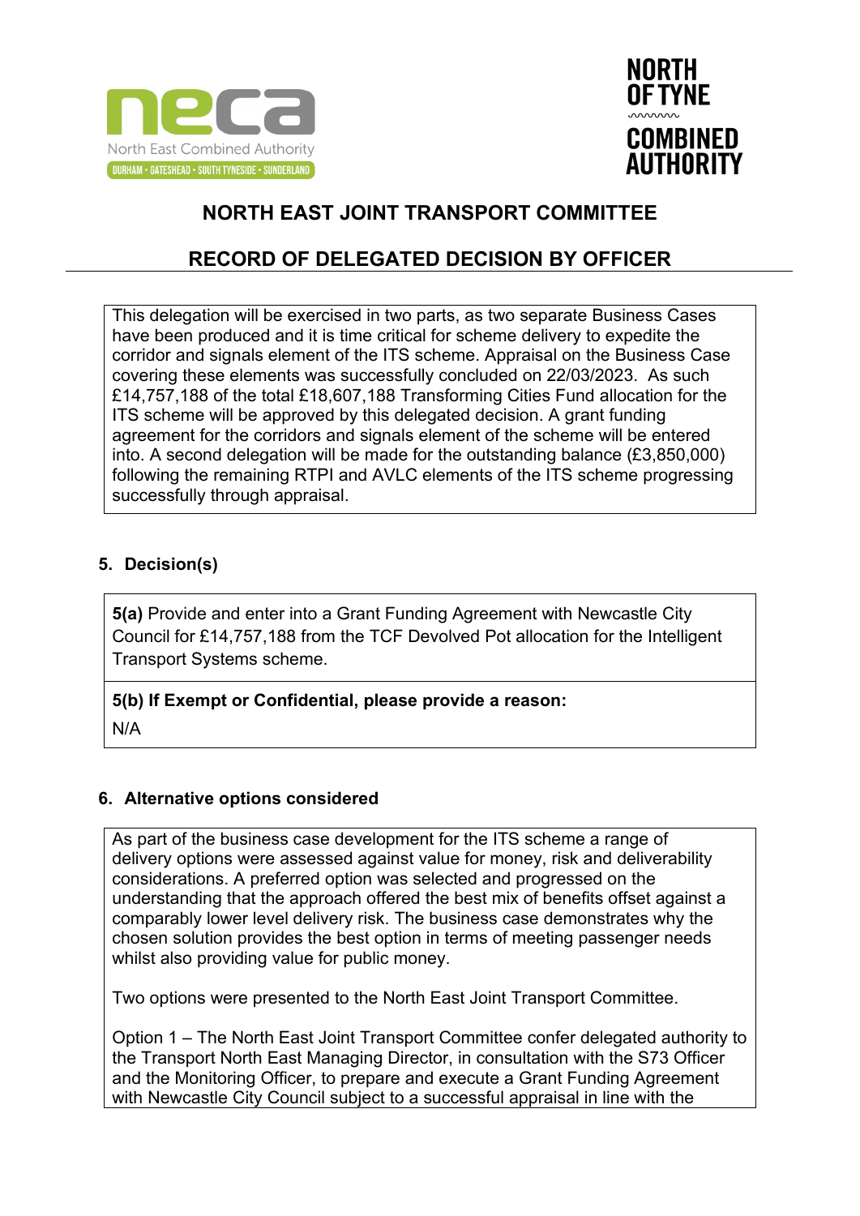# NORTH EAST JOINT TRANSPORT COMMITTEE

## RECORD OF DELEGATED DECISION BY OFFICER

This delegation will be exercised in two parts, as two separate Business Cases have been produced and it is time critical for scheme delivery to expedite the corridor and signals element of the ITS scheme. Appraisal on the Business Case covering these elements was successfully concluded on 22/03/2023. As such £14,757,188 of the total £18,607,188 Transforming Cities Fund allocation for the ITS scheme will be approved by this delegated decision. A grant funding agreement for the corridors and signals element of the scheme will be entered into. A second delegation will be made for the outstanding balance (£3,850,000) following the remaining RTPI and AVLC elements of the ITS scheme progressing successfully through appraisal.

### 5. Decision(s)

**5(a)** Provide and enter into a Grant Funding Agreement with Newcastle City Council for £14,757,188 from the TCF Devolved Pot allocation for the Intelligent Transport Systems scheme.

**5(b) If Exempt or Confidential, please provide a reason:**

N/A

### 6. Alternative options considered

As part of the business case development for the ITS scheme a range of delivery options were assessed against value for money, risk and deliverability considerations. A preferred option was selected and progressed on the understanding that the approach offered the best mix of benefits offset against a comparably lower level delivery risk. The business case demonstrates why the chosen solution provides the best option in terms of meeting passenger needs whilst also providing value for public money.

Two options were presented to the North East Joint Transport Committee.

Option 1 – The North East Joint Transport Committee confer delegated authority to the Transport North East Managing Director, in consultation with the S73 Officer and the Monitoring Officer, to prepare and execute a Grant Funding Agreement with Newcastle City Council subject to a successful appraisal in line with the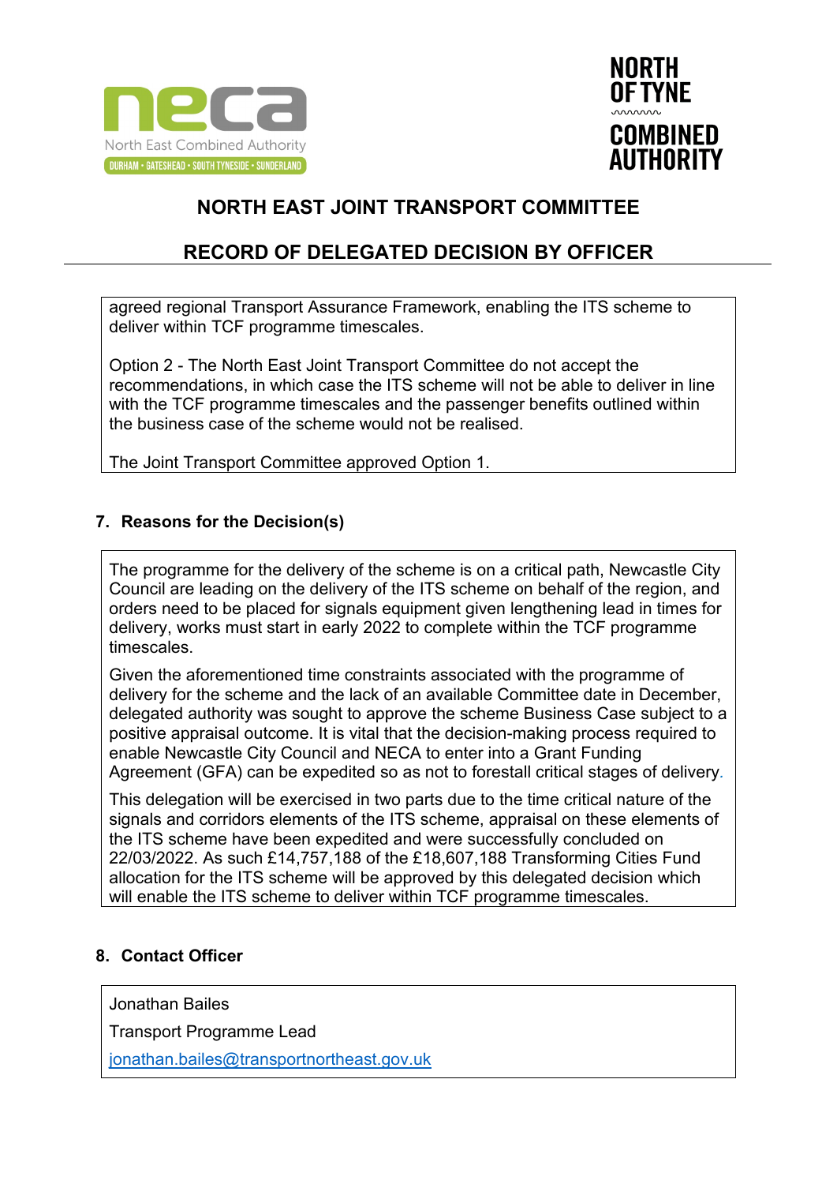# NORTH EAST JOINT TRANSPORT COMMITTEE

## RECORD OF DELEGATED DECISION BY OFFICER

agreed regional Transport Assurance Framework, enabling the ITS scheme to deliver within TCF programme timescales.

Option 2 - The North East Joint Transport Committee do not accept the recommendations, in which case the ITS scheme will not be able to deliver in line with the TCF programme timescales and the passenger benefits outlined within the business case of the scheme would not be realised.

The Joint Transport Committee approved Option 1.

### 7. Reasons for the Decision(s)

The programme for the delivery of the scheme is on a critical path, Newcastle City Council are leading on the delivery of the ITS scheme on behalf of the region, and orders need to be placed for signals equipment given lengthening lead in times for delivery, works must start in early 2022 to complete within the TCF programme timescales.

Given the aforementioned time constraints associated with the programme of delivery for the scheme and the lack of an available Committee date in December, delegated authority was sought to approve the scheme Business Case subject to a positive appraisal outcome. It is vital that the decision-making process required to enable Newcastle City Council and NECA to enter into a Grant Funding Agreement (GFA) can be expedited so as not to forestall critical stages of delivery.

This delegation will be exercised in two parts due to the time critical nature of the signals and corridors elements of the ITS scheme, appraisal on these elements of the ITS scheme have been expedited and were successfully concluded on 22/03/2022. As such £14,757,188 of the £18,607,188 Transforming Cities Fund allocation for the ITS scheme will be approved by this delegated decision which will enable the ITS scheme to deliver within TCF programme timescales.

### 8. Contact Officer

Jonathan Bailes

Transport Programme Lead

jonathan.bailes@transportnortheast.gov.uk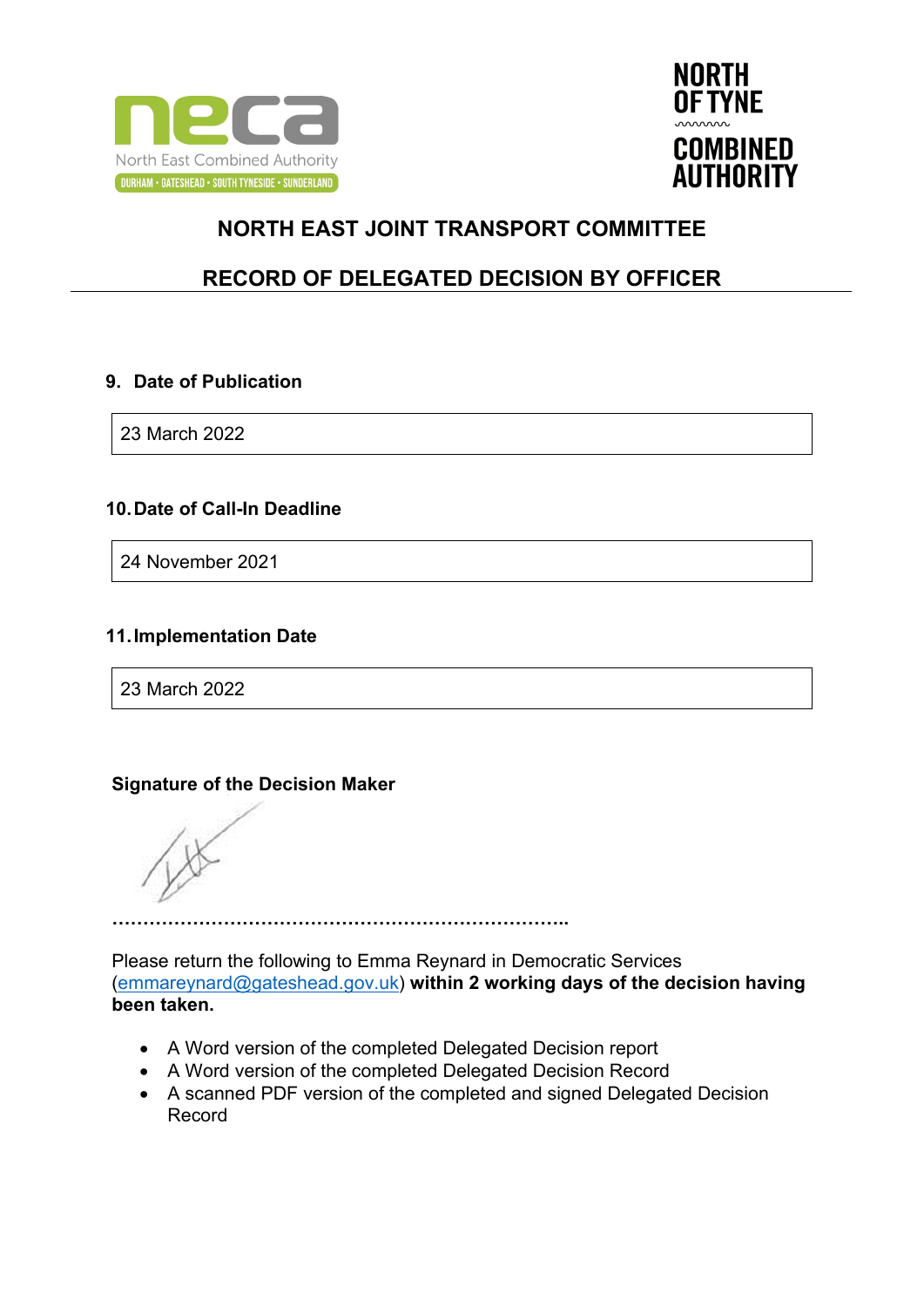# NORTH EAST JOINT TRANSPORT COMMITTEE

## RECORD OF DELEGATED DECISION BY OFFICER

**9. Date of Publication**

| 23 March 2022 |
|---|

**10. Date of Call-In Deadline**

| 24 November 2021 |
|---|

**11. Implementation Date**

| 23 March 2022 |
|---|

**Signature of the Decision Maker**

…………………………………………………………………..

Please return the following to Emma Reynard in Democratic Services (emmareynard@gateshead.gov.uk) **within 2 working days of the decision having been taken.**

- A Word version of the completed Delegated Decision report
- A Word version of the completed Delegated Decision Record
- A scanned PDF version of the completed and signed Delegated Decision Record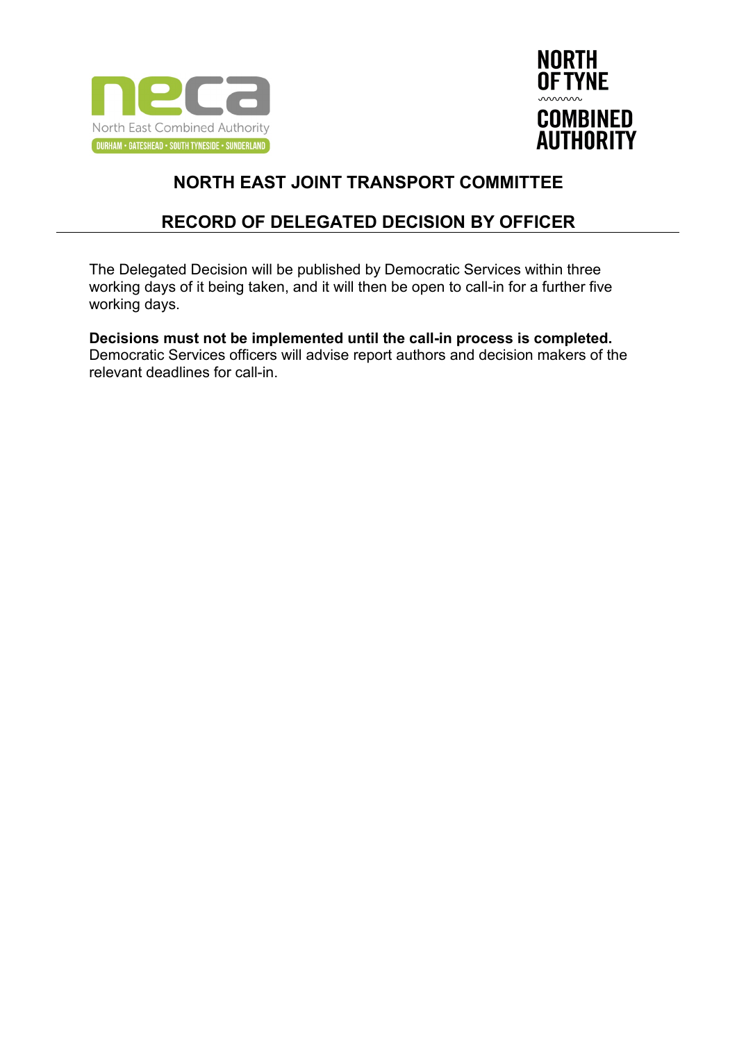# NORTH EAST JOINT TRANSPORT COMMITTEE

## RECORD OF DELEGATED DECISION BY OFFICER

The Delegated Decision will be published by Democratic Services within three working days of it being taken, and it will then be open to call-in for a further five working days.

**Decisions must not be implemented until the call-in process is completed.** Democratic Services officers will advise report authors and decision makers of the relevant deadlines for call-in.